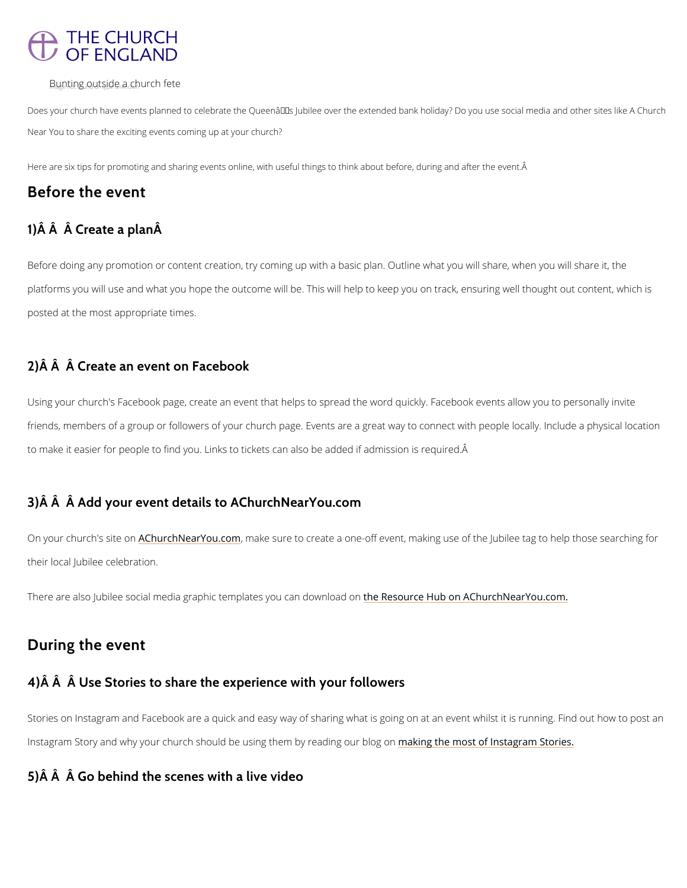THE CHURCH OF ENGLAND

Bunting outside a church fete

Does your church have events planned to celebrate the Queenâs Jubilee over the extended bank holiday? Do you use social media and other sites like A Church Near You to share the exciting events coming up at your church?

Here are six tips for promoting and sharing events online, with useful things to think about before, during and after the event.Â

## Before the event

### 1)Â Â Â Create a planÂ

Before doing any promotion or content creation, try coming up with a basic plan. Outline what you will share, when you will share it, the platforms you will use and what you hope the outcome will be. This will help to keep you on track, ensuring well thought out content, which is posted at the most appropriate times.

### 2)Â Â Â Create an event on Facebook

Using your church's Facebook page, create an event that helps to spread the word quickly. Facebook events allow you to personally invite friends, members of a group or followers of your church page. Events are a great way to connect with people locally. Include a physical location to make it easier for people to find you. Links to tickets can also be added if admission is required.Â

### 3)Â Â Â Add your event details to AChurchNearYou.com

On your church's site on AChurchNearYou.com, make sure to create a one-off event, making use of the Jubilee tag to help those searching for their local Jubilee celebration.

There are also Jubilee social media graphic templates you can download on the Resource Hub on AChurchNearYou.com.

## During the event

### 4)Â Â Â Use Stories to share the experience with your followers

Stories on Instagram and Facebook are a quick and easy way of sharing what is going on at an event whilst it is running. Find out how to post an Instagram Story and why your church should be using them by reading our blog on making the most of Instagram Stories.

### 5)Â Â Â Go behind the scenes with a live video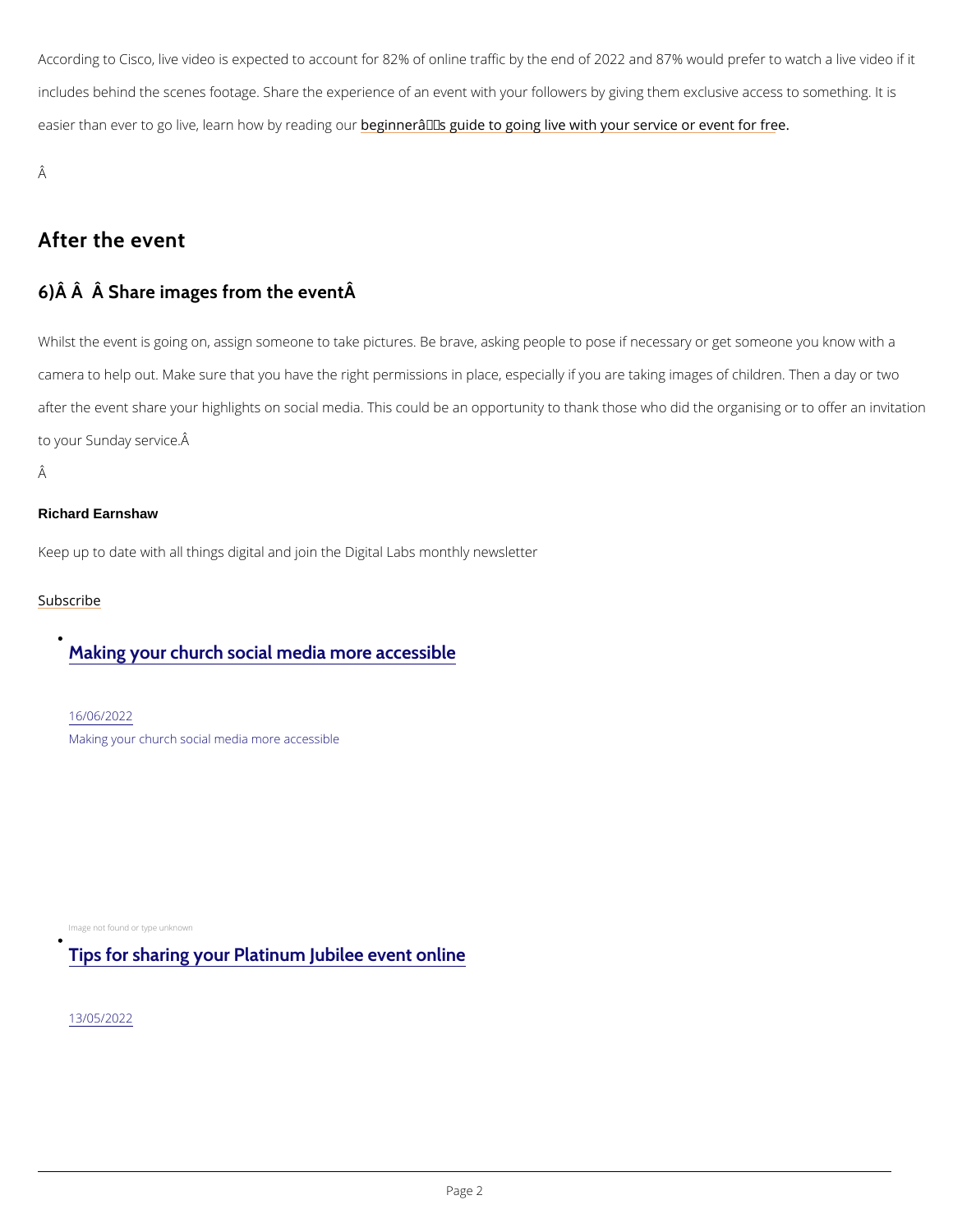According to Cisco, live video is expected to account for 82% of online traffic by the end of 2022 and 87% would prefer to watch a live video if it includes behind the scenes footage. Share the experience of an event with your followers by giving them exclusive access to something. It is easier than ever to go live, learn how by reading our beginnerâs guide to going live with your service or event for free.

Â

## After the event

### 6)Â Â Â Share images from the eventÂ

Whilst the event is going on, assign someone to take pictures. Be brave, asking people to pose if necessary or get someone you know with a camera to help out. Make sure that you have the right permissions in place, especially if you are taking images of children. Then a day or two after the event share your highlights on social media. This could be an opportunity to thank those who did the organising or to offer an invitation to your Sunday service.Â

Â

**Richard Earnshaw**

Keep up to date with all things digital and join the Digital Labs monthly newsletter

Subscribe

- Making your church social media more accessible

  16/06/2022

  Making your church social media more accessible

  Image not found or type unknown

- Tips for sharing your Platinum Jubilee event online

  13/05/2022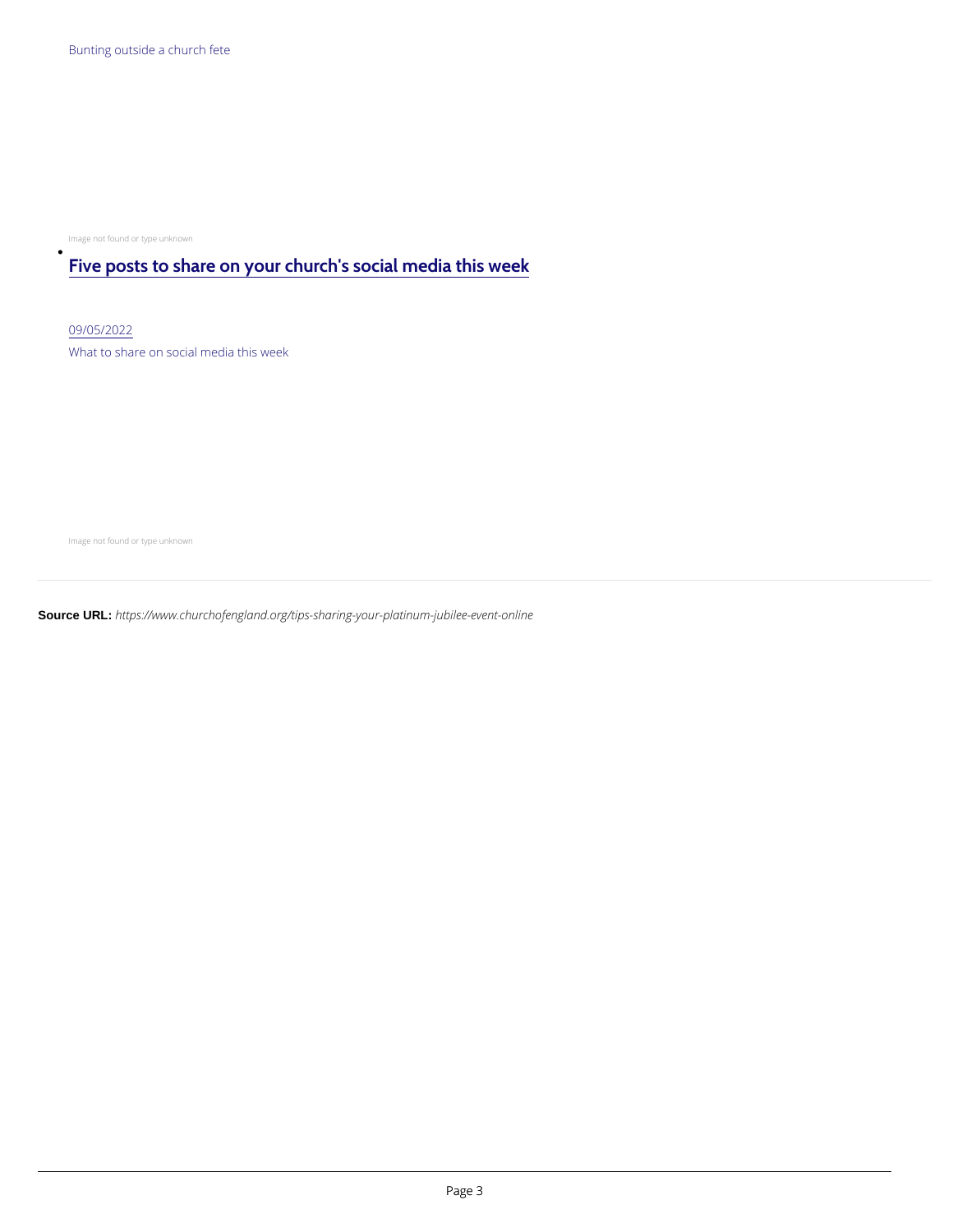Bunting outside a church fete

Image not found or type unknown

- [Five posts to share on your church's social media this week](#)

09/05/2022

What to share on social media this week

Image not found or type unknown

**Source URL:** *https://www.churchofengland.org/tips-sharing-your-platinum-jubilee-event-online*